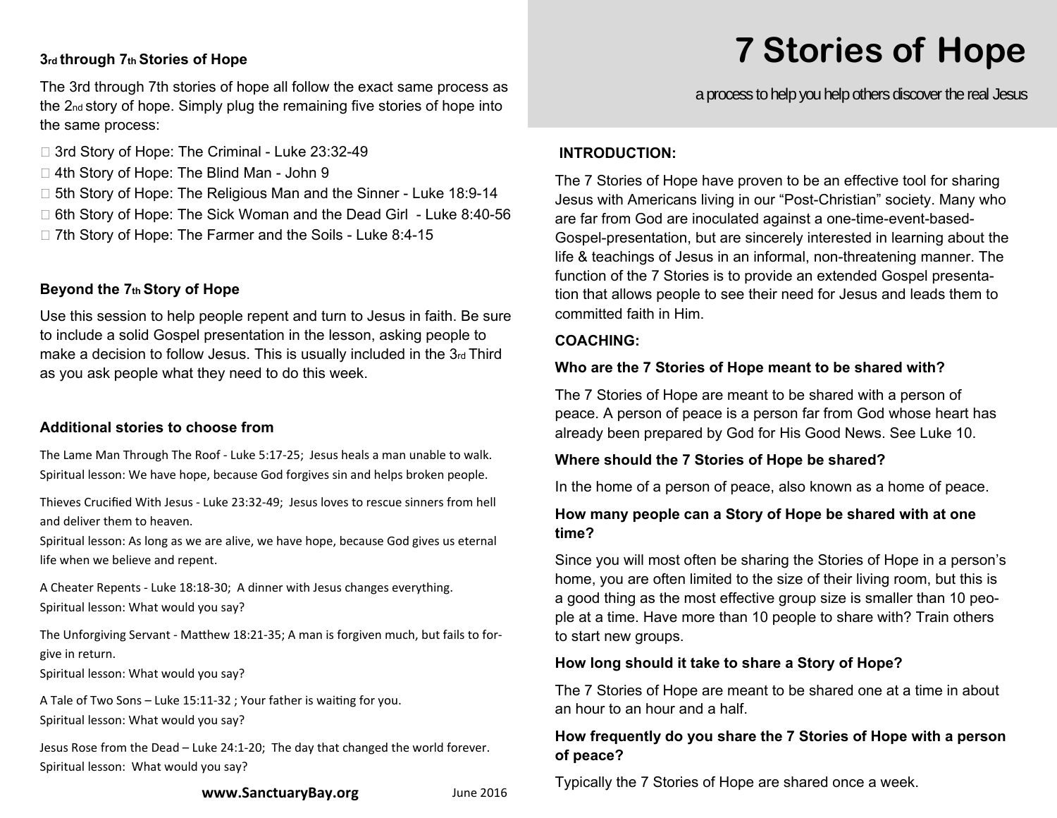# 7 Stories of Hope

a process to help you help others discover the real Jesus

**INTRODUCTION:**

The 7 Stories of Hope have proven to be an effective tool for sharing Jesus with Americans living in our "Post-Christian" society. Many who are far from God are inoculated against a one-time-event-based-Gospel-presentation, but are sincerely interested in learning about the life & teachings of Jesus in an informal, non-threatening manner. The function of the 7 Stories is to provide an extended Gospel presentation that allows people to see their need for Jesus and leads them to committed faith in Him.

**COACHING:**

**Who are the 7 Stories of Hope meant to be shared with?**

The 7 Stories of Hope are meant to be shared with a person of peace. A person of peace is a person far from God whose heart has already been prepared by God for His Good News. See Luke 10.

**Where should the 7 Stories of Hope be shared?**

In the home of a person of peace, also known as a home of peace.

**How many people can a Story of Hope be shared with at one time?**

Since you will most often be sharing the Stories of Hope in a person's home, you are often limited to the size of their living room, but this is a good thing as the most effective group size is smaller than 10 people at a time. Have more than 10 people to share with? Train others to start new groups.

**How long should it take to share a Story of Hope?**

The 7 Stories of Hope are meant to be shared one at a time in about an hour to an hour and a half.

**How frequently do you share the 7 Stories of Hope with a person of peace?**

Typically the 7 Stories of Hope are shared once a week.

### 3rd through 7th Stories of Hope

The 3rd through 7th stories of hope all follow the exact same process as the 2nd story of hope. Simply plug the remaining five stories of hope into the same process:

- ☐ 3rd Story of Hope: The Criminal - Luke 23:32-49
- ☐ 4th Story of Hope: The Blind Man - John 9
- ☐ 5th Story of Hope: The Religious Man and the Sinner - Luke 18:9-14
- ☐ 6th Story of Hope: The Sick Woman and the Dead Girl - Luke 8:40-56
- ☐ 7th Story of Hope: The Farmer and the Soils - Luke 8:4-15

### Beyond the 7th Story of Hope

Use this session to help people repent and turn to Jesus in faith. Be sure to include a solid Gospel presentation in the lesson, asking people to make a decision to follow Jesus. This is usually included in the 3rd Third as you ask people what they need to do this week.

### Additional stories to choose from

The Lame Man Through The Roof - Luke 5:17-25; Jesus heals a man unable to walk.
Spiritual lesson: We have hope, because God forgives sin and helps broken people.

Thieves Crucified With Jesus - Luke 23:32-49; Jesus loves to rescue sinners from hell and deliver them to heaven.
Spiritual lesson: As long as we are alive, we have hope, because God gives us eternal life when we believe and repent.

A Cheater Repents - Luke 18:18-30; A dinner with Jesus changes everything.
Spiritual lesson: What would you say?

The Unforgiving Servant - Matthew 18:21-35; A man is forgiven much, but fails to forgive in return.
Spiritual lesson: What would you say?

A Tale of Two Sons – Luke 15:11-32 ; Your father is waiting for you.
Spiritual lesson: What would you say?

Jesus Rose from the Dead – Luke 24:1-20; The day that changed the world forever.
Spiritual lesson: What would you say?

**www.SanctuaryBay.org** June 2016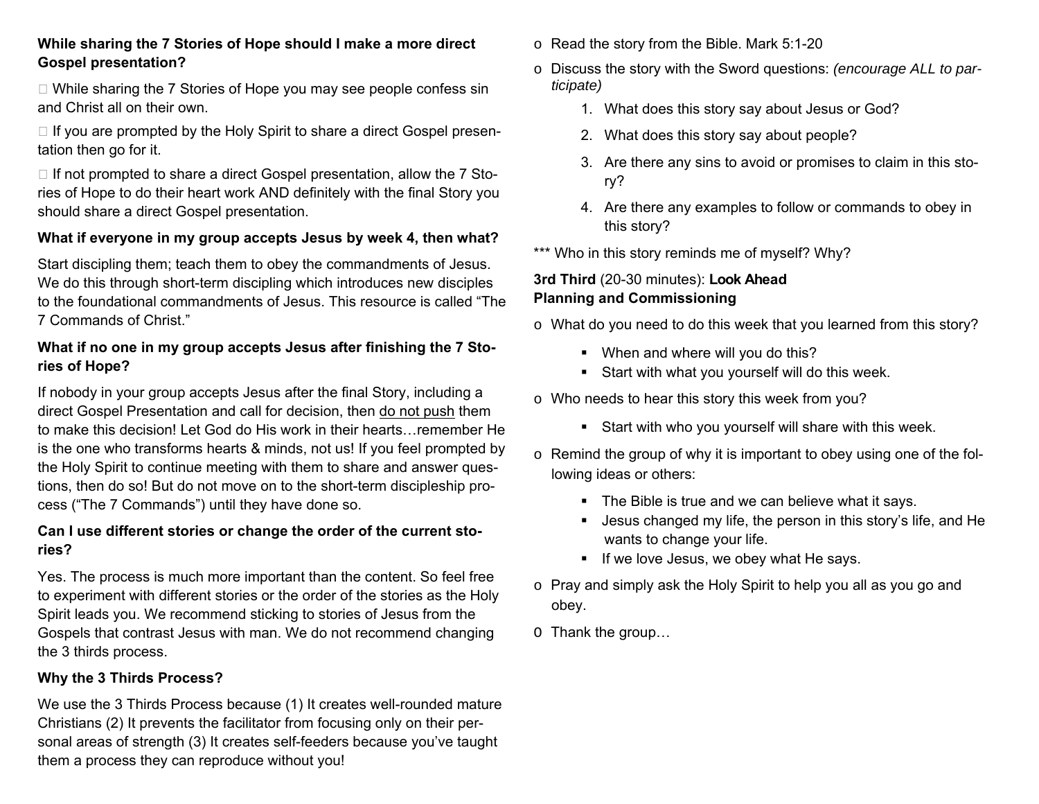**While sharing the 7 Stories of Hope should I make a more direct Gospel presentation?**

- While sharing the 7 Stories of Hope you may see people confess sin and Christ all on their own.
- If you are prompted by the Holy Spirit to share a direct Gospel presentation then go for it.
- If not prompted to share a direct Gospel presentation, allow the 7 Stories of Hope to do their heart work AND definitely with the final Story you should share a direct Gospel presentation.

**What if everyone in my group accepts Jesus by week 4, then what?**

Start discipling them; teach them to obey the commandments of Jesus. We do this through short-term discipling which introduces new disciples to the foundational commandments of Jesus. This resource is called "The 7 Commands of Christ."

**What if no one in my group accepts Jesus after finishing the 7 Stories of Hope?**

If nobody in your group accepts Jesus after the final Story, including a direct Gospel Presentation and call for decision, then do not push them to make this decision! Let God do His work in their hearts…remember He is the one who transforms hearts & minds, not us! If you feel prompted by the Holy Spirit to continue meeting with them to share and answer questions, then do so! But do not move on to the short-term discipleship process ("The 7 Commands") until they have done so.

**Can I use different stories or change the order of the current stories?**

Yes. The process is much more important than the content. So feel free to experiment with different stories or the order of the stories as the Holy Spirit leads you. We recommend sticking to stories of Jesus from the Gospels that contrast Jesus with man. We do not recommend changing the 3 thirds process.

**Why the 3 Thirds Process?**

We use the 3 Thirds Process because (1) It creates well-rounded mature Christians (2) It prevents the facilitator from focusing only on their personal areas of strength (3) It creates self-feeders because you've taught them a process they can reproduce without you!

- Read the story from the Bible. Mark 5:1-20
- Discuss the story with the Sword questions: *(encourage ALL to participate)*
  1. What does this story say about Jesus or God?
  2. What does this story say about people?
  3. Are there any sins to avoid or promises to claim in this story?
  4. Are there any examples to follow or commands to obey in this story?

*** Who in this story reminds me of myself? Why?

**3rd Third** (20-30 minutes): **Look Ahead**
**Planning and Commissioning**

- What do you need to do this week that you learned from this story?
  - When and where will you do this?
  - Start with what you yourself will do this week.
- Who needs to hear this story this week from you?
  - Start with who you yourself will share with this week.
- Remind the group of why it is important to obey using one of the following ideas or others:
  - The Bible is true and we can believe what it says.
  - Jesus changed my life, the person in this story's life, and He wants to change your life.
  - If we love Jesus, we obey what He says.
- Pray and simply ask the Holy Spirit to help you all as you go and obey.
- Thank the group…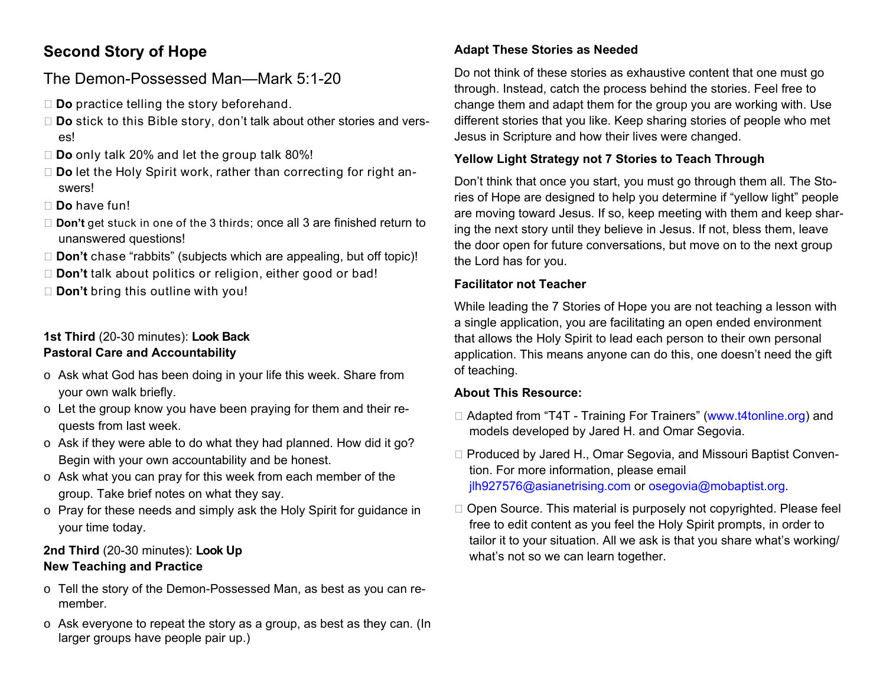## Second Story of Hope

### The Demon-Possessed Man—Mark 5:1-20

- **Do** practice telling the story beforehand.
- **Do** stick to this Bible story, don't talk about other stories and verses!
- **Do** only talk 20% and let the group talk 80%!
- **Do** let the Holy Spirit work, rather than correcting for right answers!
- **Do** have fun!
- **Don't** get stuck in one of the 3 thirds; once all 3 are finished return to unanswered questions!
- **Don't** chase "rabbits" (subjects which are appealing, but off topic)!
- **Don't** talk about politics or religion, either good or bad!
- **Don't** bring this outline with you!

**1st Third** (20-30 minutes): **Look Back**
**Pastoral Care and Accountability**

- Ask what God has been doing in your life this week. Share from your own walk briefly.
- Let the group know you have been praying for them and their requests from last week.
- Ask if they were able to do what they had planned. How did it go? Begin with your own accountability and be honest.
- Ask what you can pray for this week from each member of the group. Take brief notes on what they say.
- Pray for these needs and simply ask the Holy Spirit for guidance in your time today.

**2nd Third** (20-30 minutes): **Look Up**
**New Teaching and Practice**

- Tell the story of the Demon-Possessed Man, as best as you can remember.
- Ask everyone to repeat the story as a group, as best as they can. (In larger groups have people pair up.)

**Adapt These Stories as Needed**

Do not think of these stories as exhaustive content that one must go through. Instead, catch the process behind the stories. Feel free to change them and adapt them for the group you are working with. Use different stories that you like. Keep sharing stories of people who met Jesus in Scripture and how their lives were changed.

**Yellow Light Strategy not 7 Stories to Teach Through**

Don't think that once you start, you must go through them all. The Stories of Hope are designed to help you determine if "yellow light" people are moving toward Jesus. If so, keep meeting with them and keep sharing the next story until they believe in Jesus. If not, bless them, leave the door open for future conversations, but move on to the next group the Lord has for you.

**Facilitator not Teacher**

While leading the 7 Stories of Hope you are not teaching a lesson with a single application, you are facilitating an open ended environment that allows the Holy Spirit to lead each person to their own personal application. This means anyone can do this, one doesn't need the gift of teaching.

**About This Resource:**

- Adapted from "T4T - Training For Trainers" (www.t4tonline.org) and models developed by Jared H. and Omar Segovia.
- Produced by Jared H., Omar Segovia, and Missouri Baptist Convention. For more information, please email jlh927576@asianetrising.com or osegovia@mobaptist.org.
- Open Source. This material is purposely not copyrighted. Please feel free to edit content as you feel the Holy Spirit prompts, in order to tailor it to your situation. All we ask is that you share what's working/what's not so we can learn together.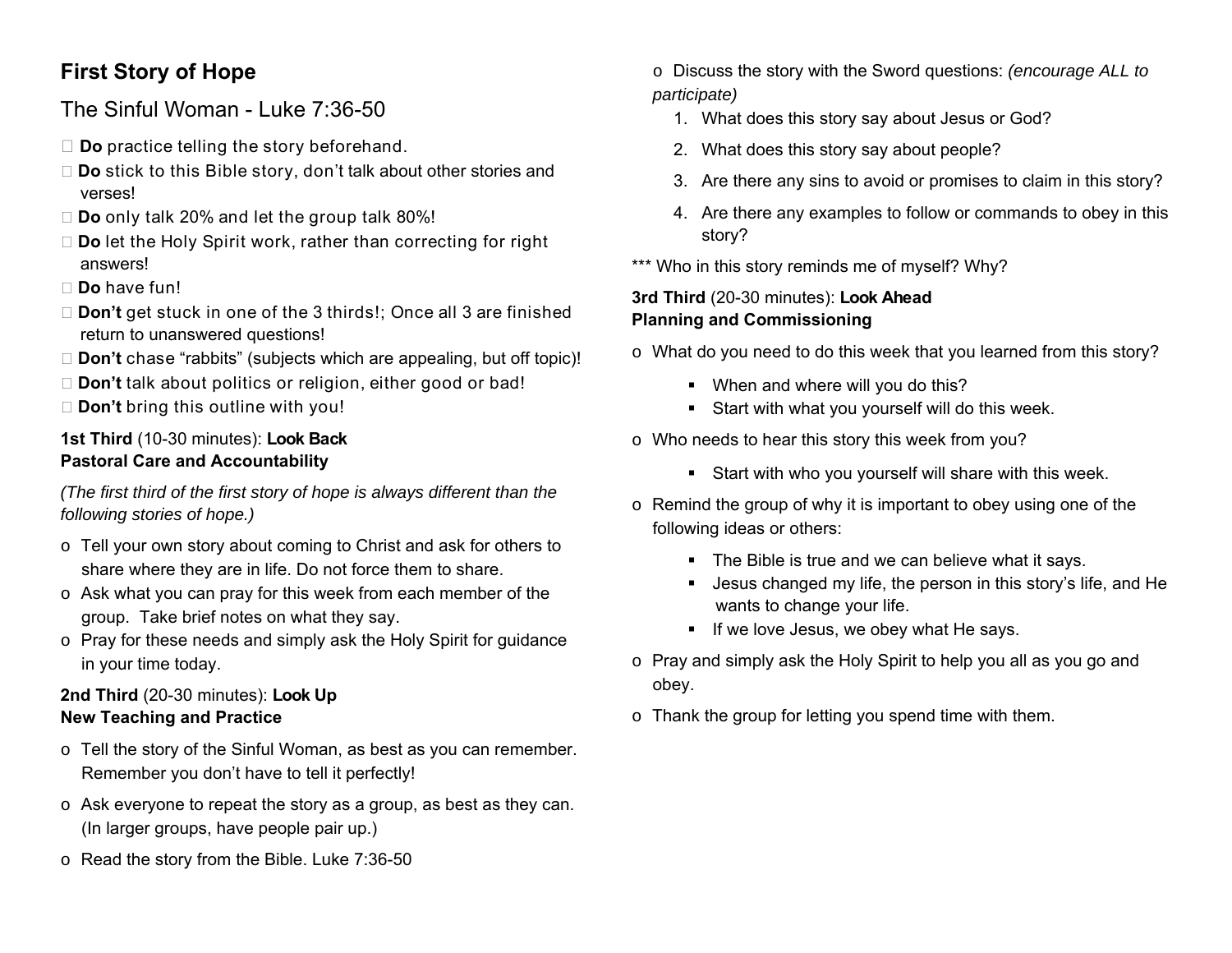## First Story of Hope

### The Sinful Woman - Luke 7:36-50

-  **Do** practice telling the story beforehand.
-  **Do** stick to this Bible story, don't talk about other stories and verses!
-  **Do** only talk 20% and let the group talk 80%!
-  **Do** let the Holy Spirit work, rather than correcting for right answers!
-  **Do** have fun!
-  **Don't** get stuck in one of the 3 thirds!; Once all 3 are finished return to unanswered questions!
-  **Don't** chase "rabbits" (subjects which are appealing, but off topic)!
-  **Don't** talk about politics or religion, either good or bad!
-  **Don't** bring this outline with you!

**1st Third** (10-30 minutes): **Look Back**
**Pastoral Care and Accountability**

*(The first third of the first story of hope is always different than the following stories of hope.)*

- Tell your own story about coming to Christ and ask for others to share where they are in life. Do not force them to share.
- Ask what you can pray for this week from each member of the group. Take brief notes on what they say.
- Pray for these needs and simply ask the Holy Spirit for guidance in your time today.

**2nd Third** (20-30 minutes): **Look Up**
**New Teaching and Practice**

- Tell the story of the Sinful Woman, as best as you can remember. Remember you don't have to tell it perfectly!
- Ask everyone to repeat the story as a group, as best as they can. (In larger groups, have people pair up.)
- Read the story from the Bible. Luke 7:36-50
- Discuss the story with the Sword questions: *(encourage ALL to participate)*
  1. What does this story say about Jesus or God?
  2. What does this story say about people?
  3. Are there any sins to avoid or promises to claim in this story?
  4. Are there any examples to follow or commands to obey in this story?

*** Who in this story reminds me of myself? Why?

**3rd Third** (20-30 minutes): **Look Ahead**
**Planning and Commissioning**

- What do you need to do this week that you learned from this story?
  - When and where will you do this?
  - Start with what you yourself will do this week.
- Who needs to hear this story this week from you?
  - Start with who you yourself will share with this week.
- Remind the group of why it is important to obey using one of the following ideas or others:
  - The Bible is true and we can believe what it says.
  - Jesus changed my life, the person in this story's life, and He wants to change your life.
  - If we love Jesus, we obey what He says.
- Pray and simply ask the Holy Spirit to help you all as you go and obey.
- Thank the group for letting you spend time with them.